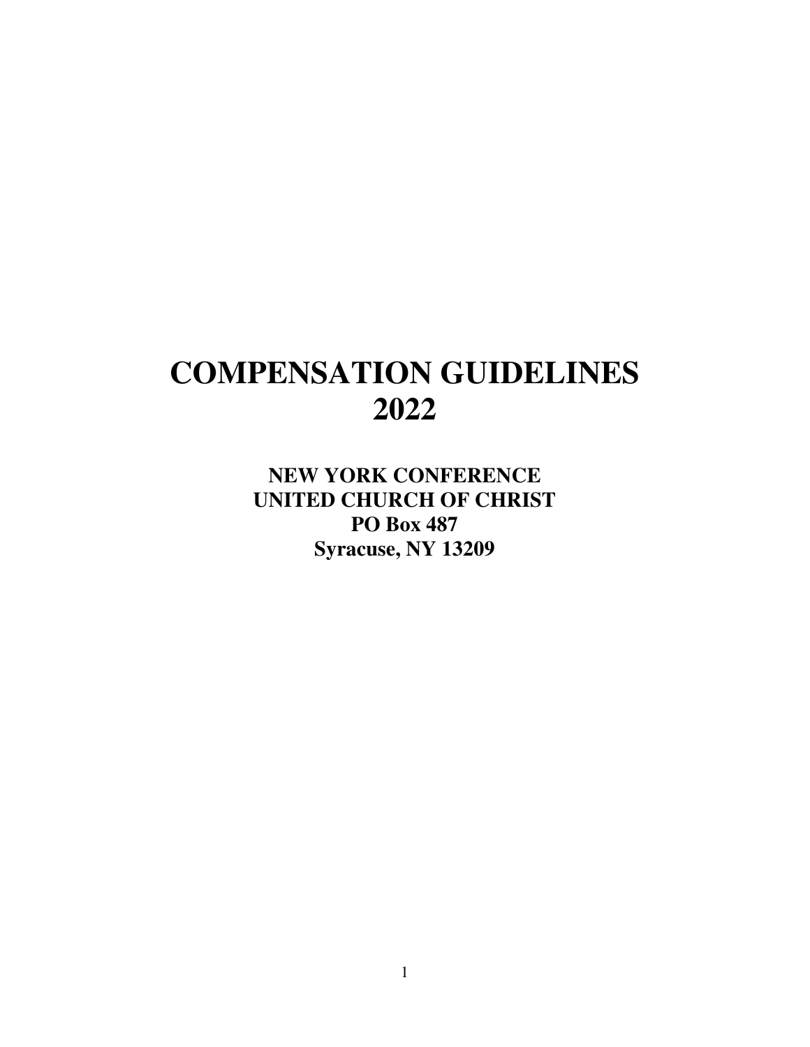# COMPENSATION GUIDELINES 2022

**NEW YORK CONFERENCE**
**UNITED CHURCH OF CHRIST**
**PO Box 487**
**Syracuse, NY 13209**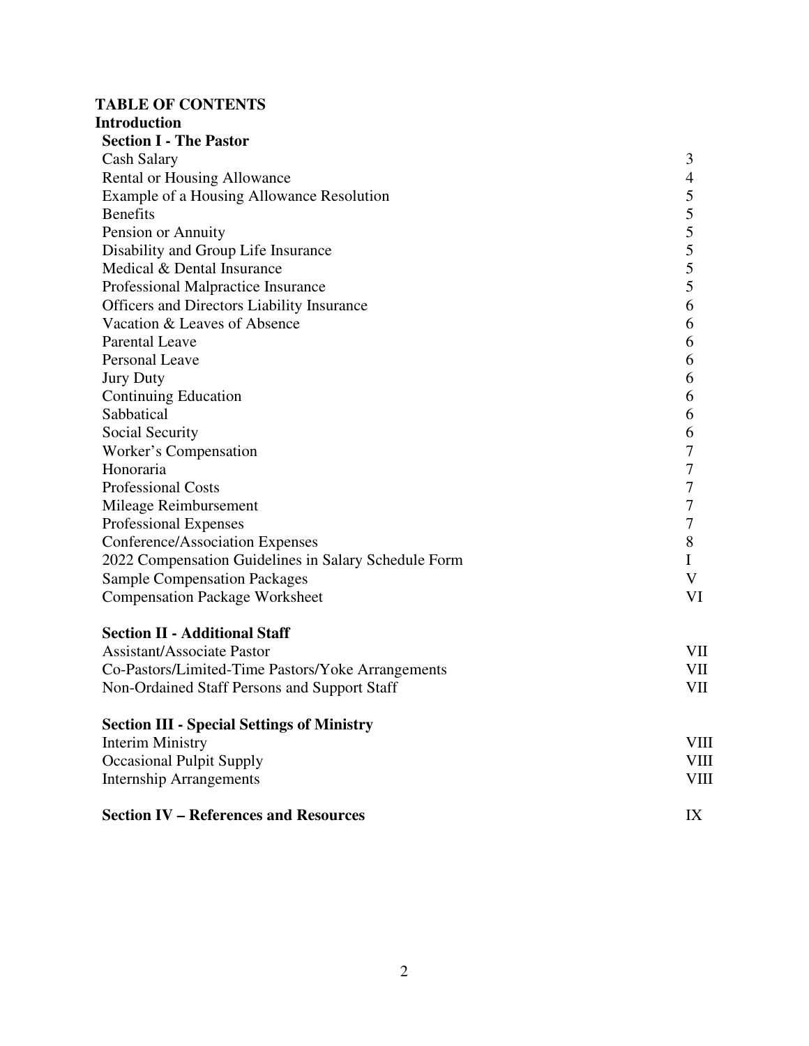**TABLE OF CONTENTS**

**Introduction**

**Section I - The Pastor**

| | |
|---|---|
| Cash Salary | 3 |
| Rental or Housing Allowance | 4 |
| Example of a Housing Allowance Resolution | 5 |
| Benefits | 5 |
| Pension or Annuity | 5 |
| Disability and Group Life Insurance | 5 |
| Medical & Dental Insurance | 5 |
| Professional Malpractice Insurance | 5 |
| Officers and Directors Liability Insurance | 6 |
| Vacation & Leaves of Absence | 6 |
| Parental Leave | 6 |
| Personal Leave | 6 |
| Jury Duty | 6 |
| Continuing Education | 6 |
| Sabbatical | 6 |
| Social Security | 6 |
| Worker's Compensation | 7 |
| Honoraria | 7 |
| Professional Costs | 7 |
| Mileage Reimbursement | 7 |
| Professional Expenses | 7 |
| Conference/Association Expenses | 8 |
| 2022 Compensation Guidelines in Salary Schedule Form | I |
| Sample Compensation Packages | V |
| Compensation Package Worksheet | VI |

**Section II - Additional Staff**

| | |
|---|---|
| Assistant/Associate Pastor | VII |
| Co-Pastors/Limited-Time Pastors/Yoke Arrangements | VII |
| Non-Ordained Staff Persons and Support Staff | VII |

**Section III - Special Settings of Ministry**

| | |
|---|---|
| Interim Ministry | VIII |
| Occasional Pulpit Supply | VIII |
| Internship Arrangements | VIII |

**Section IV – References and Resources** IX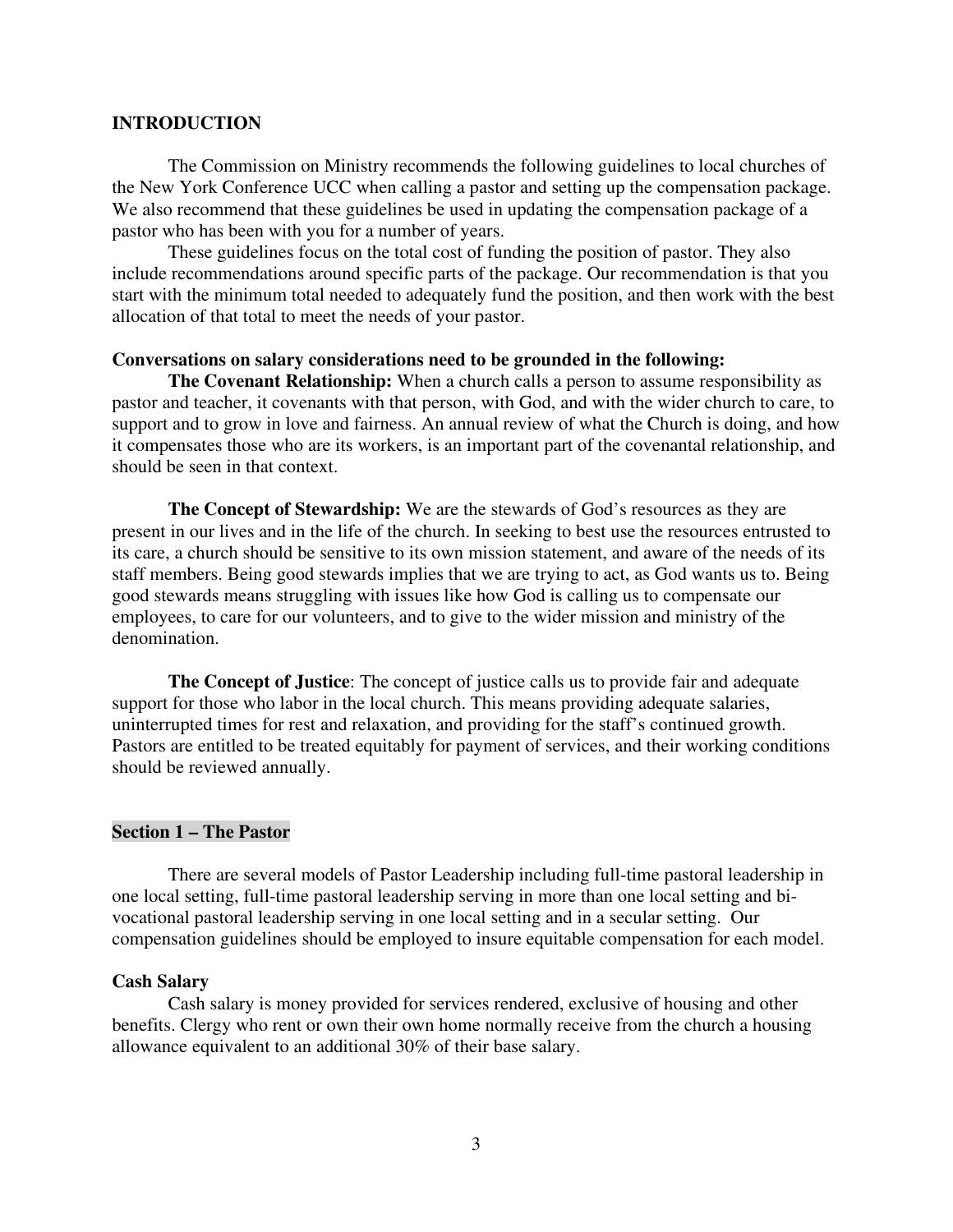## INTRODUCTION

The Commission on Ministry recommends the following guidelines to local churches of the New York Conference UCC when calling a pastor and setting up the compensation package. We also recommend that these guidelines be used in updating the compensation package of a pastor who has been with you for a number of years.

These guidelines focus on the total cost of funding the position of pastor. They also include recommendations around specific parts of the package. Our recommendation is that you start with the minimum total needed to adequately fund the position, and then work with the best allocation of that total to meet the needs of your pastor.

**Conversations on salary considerations need to be grounded in the following:**

**The Covenant Relationship:** When a church calls a person to assume responsibility as pastor and teacher, it covenants with that person, with God, and with the wider church to care, to support and to grow in love and fairness. An annual review of what the Church is doing, and how it compensates those who are its workers, is an important part of the covenantal relationship, and should be seen in that context.

**The Concept of Stewardship:** We are the stewards of God's resources as they are present in our lives and in the life of the church. In seeking to best use the resources entrusted to its care, a church should be sensitive to its own mission statement, and aware of the needs of its staff members. Being good stewards implies that we are trying to act, as God wants us to. Being good stewards means struggling with issues like how God is calling us to compensate our employees, to care for our volunteers, and to give to the wider mission and ministry of the denomination.

**The Concept of Justice**: The concept of justice calls us to provide fair and adequate support for those who labor in the local church. This means providing adequate salaries, uninterrupted times for rest and relaxation, and providing for the staff's continued growth. Pastors are entitled to be treated equitably for payment of services, and their working conditions should be reviewed annually.

## Section 1 – The Pastor

There are several models of Pastor Leadership including full-time pastoral leadership in one local setting, full-time pastoral leadership serving in more than one local setting and bi-vocational pastoral leadership serving in one local setting and in a secular setting. Our compensation guidelines should be employed to insure equitable compensation for each model.

### Cash Salary

Cash salary is money provided for services rendered, exclusive of housing and other benefits. Clergy who rent or own their own home normally receive from the church a housing allowance equivalent to an additional 30% of their base salary.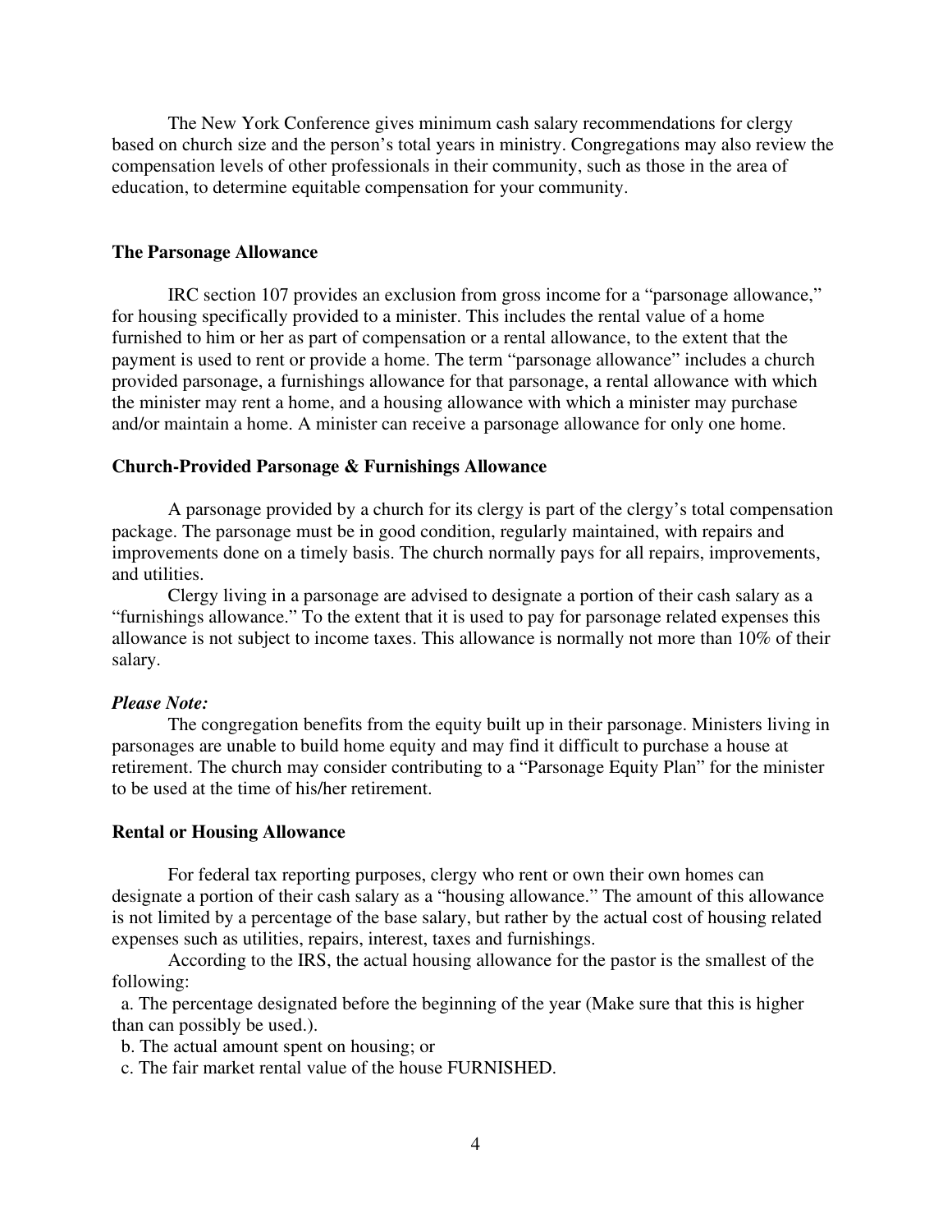The New York Conference gives minimum cash salary recommendations for clergy based on church size and the person's total years in ministry. Congregations may also review the compensation levels of other professionals in their community, such as those in the area of education, to determine equitable compensation for your community.

### The Parsonage Allowance

IRC section 107 provides an exclusion from gross income for a "parsonage allowance," for housing specifically provided to a minister. This includes the rental value of a home furnished to him or her as part of compensation or a rental allowance, to the extent that the payment is used to rent or provide a home. The term "parsonage allowance" includes a church provided parsonage, a furnishings allowance for that parsonage, a rental allowance with which the minister may rent a home, and a housing allowance with which a minister may purchase and/or maintain a home. A minister can receive a parsonage allowance for only one home.

### Church-Provided Parsonage & Furnishings Allowance

A parsonage provided by a church for its clergy is part of the clergy's total compensation package. The parsonage must be in good condition, regularly maintained, with repairs and improvements done on a timely basis. The church normally pays for all repairs, improvements, and utilities.

Clergy living in a parsonage are advised to designate a portion of their cash salary as a "furnishings allowance." To the extent that it is used to pay for parsonage related expenses this allowance is not subject to income taxes. This allowance is normally not more than 10% of their salary.

***Please Note:***

The congregation benefits from the equity built up in their parsonage. Ministers living in parsonages are unable to build home equity and may find it difficult to purchase a house at retirement. The church may consider contributing to a "Parsonage Equity Plan" for the minister to be used at the time of his/her retirement.

### Rental or Housing Allowance

For federal tax reporting purposes, clergy who rent or own their own homes can designate a portion of their cash salary as a "housing allowance." The amount of this allowance is not limited by a percentage of the base salary, but rather by the actual cost of housing related expenses such as utilities, repairs, interest, taxes and furnishings.

According to the IRS, the actual housing allowance for the pastor is the smallest of the following:

a. The percentage designated before the beginning of the year (Make sure that this is higher than can possibly be used.).
b. The actual amount spent on housing; or
c. The fair market rental value of the house FURNISHED.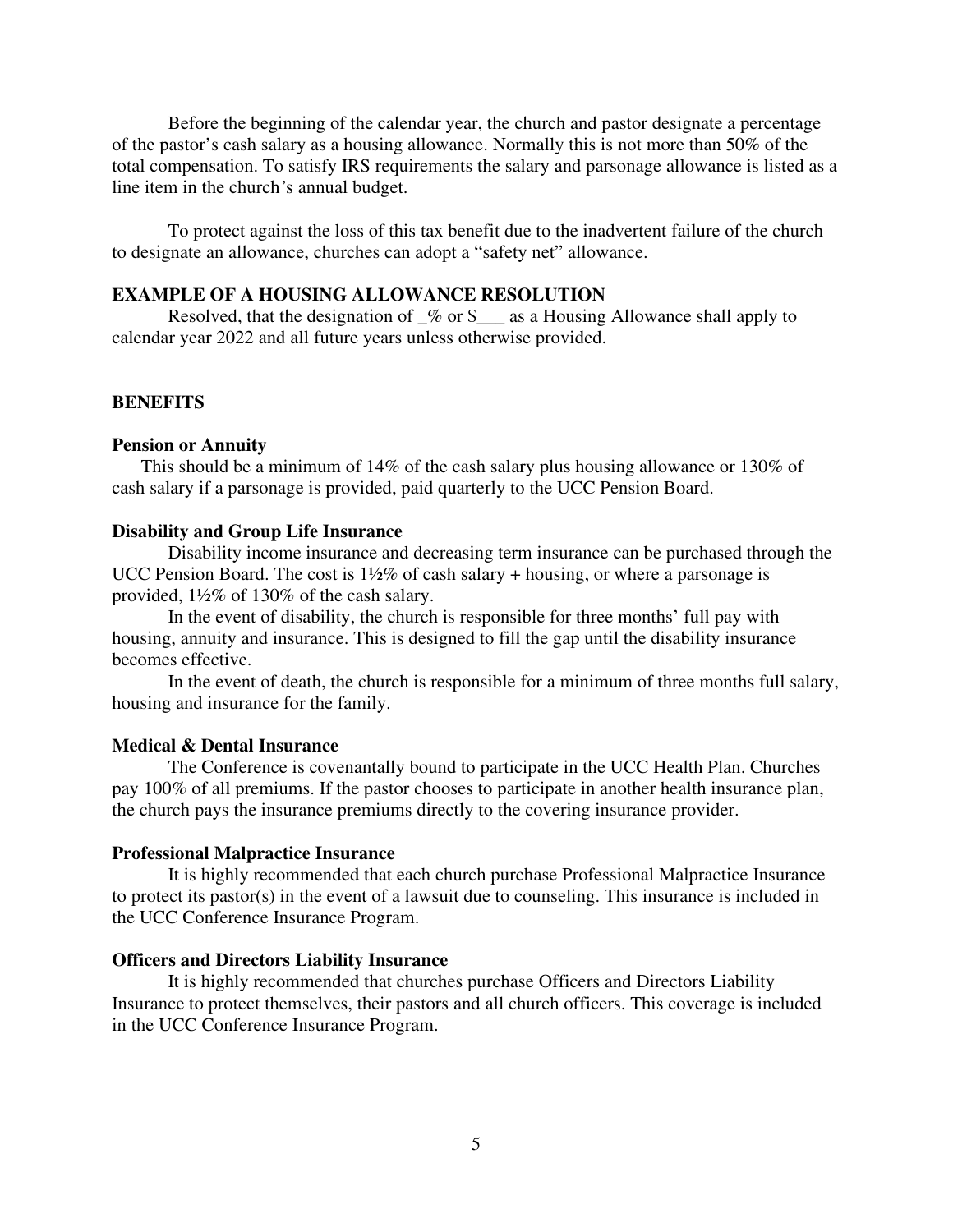Before the beginning of the calendar year, the church and pastor designate a percentage of the pastor's cash salary as a housing allowance. Normally this is not more than 50% of the total compensation. To satisfy IRS requirements the salary and parsonage allowance is listed as a line item in the church's annual budget.

To protect against the loss of this tax benefit due to the inadvertent failure of the church to designate an allowance, churches can adopt a "safety net" allowance.

**EXAMPLE OF A HOUSING ALLOWANCE RESOLUTION**

Resolved, that the designation of _% or $___ as a Housing Allowance shall apply to calendar year 2022 and all future years unless otherwise provided.

## BENEFITS

**Pension or Annuity**

This should be a minimum of 14% of the cash salary plus housing allowance or 130% of cash salary if a parsonage is provided, paid quarterly to the UCC Pension Board.

**Disability and Group Life Insurance**

Disability income insurance and decreasing term insurance can be purchased through the UCC Pension Board. The cost is 1½% of cash salary + housing, or where a parsonage is provided, 1½% of 130% of the cash salary.

In the event of disability, the church is responsible for three months' full pay with housing, annuity and insurance. This is designed to fill the gap until the disability insurance becomes effective.

In the event of death, the church is responsible for a minimum of three months full salary, housing and insurance for the family.

**Medical & Dental Insurance**

The Conference is covenantally bound to participate in the UCC Health Plan. Churches pay 100% of all premiums. If the pastor chooses to participate in another health insurance plan, the church pays the insurance premiums directly to the covering insurance provider.

**Professional Malpractice Insurance**

It is highly recommended that each church purchase Professional Malpractice Insurance to protect its pastor(s) in the event of a lawsuit due to counseling. This insurance is included in the UCC Conference Insurance Program.

**Officers and Directors Liability Insurance**

It is highly recommended that churches purchase Officers and Directors Liability Insurance to protect themselves, their pastors and all church officers. This coverage is included in the UCC Conference Insurance Program.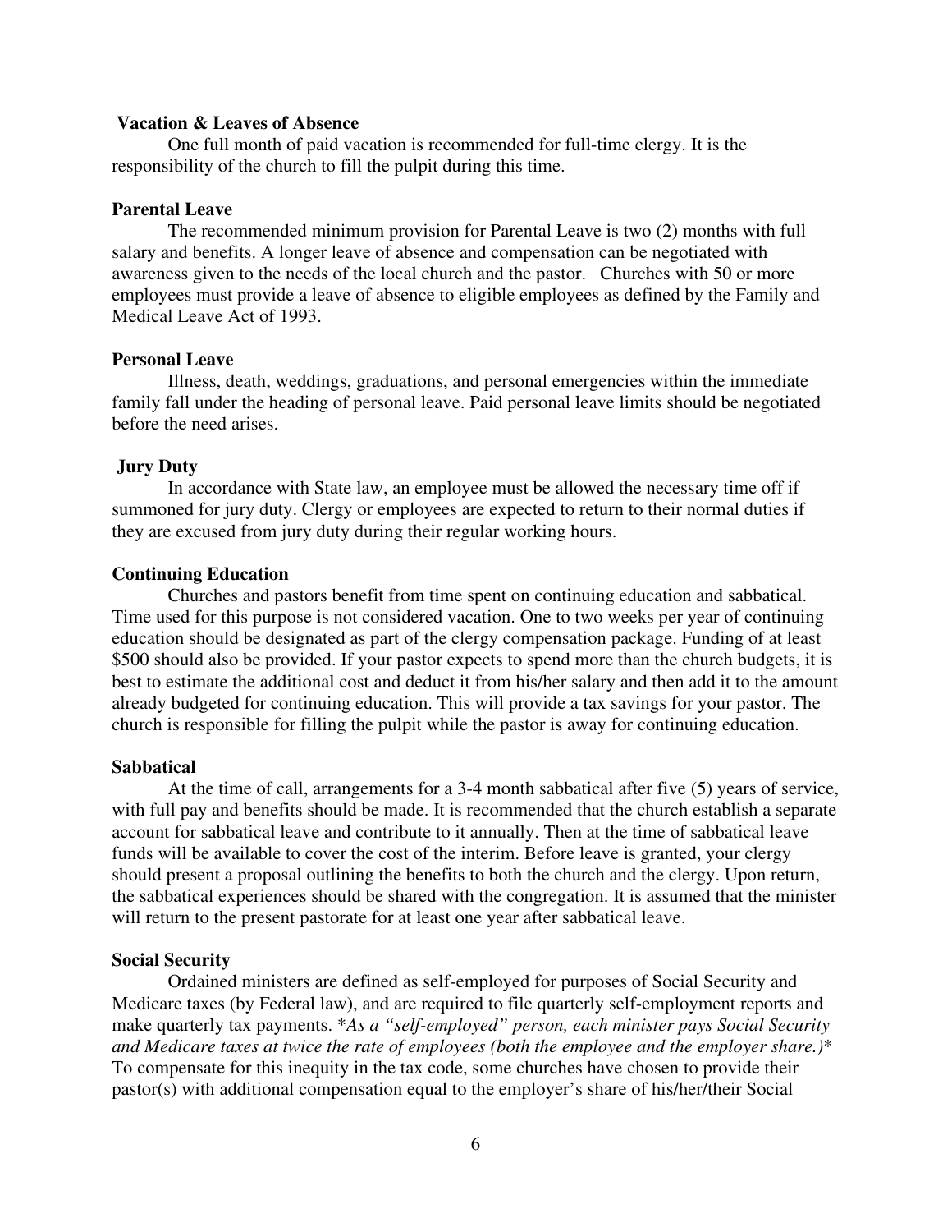**Vacation & Leaves of Absence**

One full month of paid vacation is recommended for full-time clergy. It is the responsibility of the church to fill the pulpit during this time.

**Parental Leave**

The recommended minimum provision for Parental Leave is two (2) months with full salary and benefits. A longer leave of absence and compensation can be negotiated with awareness given to the needs of the local church and the pastor. Churches with 50 or more employees must provide a leave of absence to eligible employees as defined by the Family and Medical Leave Act of 1993.

**Personal Leave**

Illness, death, weddings, graduations, and personal emergencies within the immediate family fall under the heading of personal leave. Paid personal leave limits should be negotiated before the need arises.

**Jury Duty**

In accordance with State law, an employee must be allowed the necessary time off if summoned for jury duty. Clergy or employees are expected to return to their normal duties if they are excused from jury duty during their regular working hours.

**Continuing Education**

Churches and pastors benefit from time spent on continuing education and sabbatical. Time used for this purpose is not considered vacation. One to two weeks per year of continuing education should be designated as part of the clergy compensation package. Funding of at least $500 should also be provided. If your pastor expects to spend more than the church budgets, it is best to estimate the additional cost and deduct it from his/her salary and then add it to the amount already budgeted for continuing education. This will provide a tax savings for your pastor. The church is responsible for filling the pulpit while the pastor is away for continuing education.

**Sabbatical**

At the time of call, arrangements for a 3-4 month sabbatical after five (5) years of service, with full pay and benefits should be made. It is recommended that the church establish a separate account for sabbatical leave and contribute to it annually. Then at the time of sabbatical leave funds will be available to cover the cost of the interim. Before leave is granted, your clergy should present a proposal outlining the benefits to both the church and the clergy. Upon return, the sabbatical experiences should be shared with the congregation. It is assumed that the minister will return to the present pastorate for at least one year after sabbatical leave.

**Social Security**

Ordained ministers are defined as self-employed for purposes of Social Security and Medicare taxes (by Federal law), and are required to file quarterly self-employment reports and make quarterly tax payments. \**As a "self-employed" person, each minister pays Social Security and Medicare taxes at twice the rate of employees (both the employee and the employer share.)*\* To compensate for this inequity in the tax code, some churches have chosen to provide their pastor(s) with additional compensation equal to the employer's share of his/her/their Social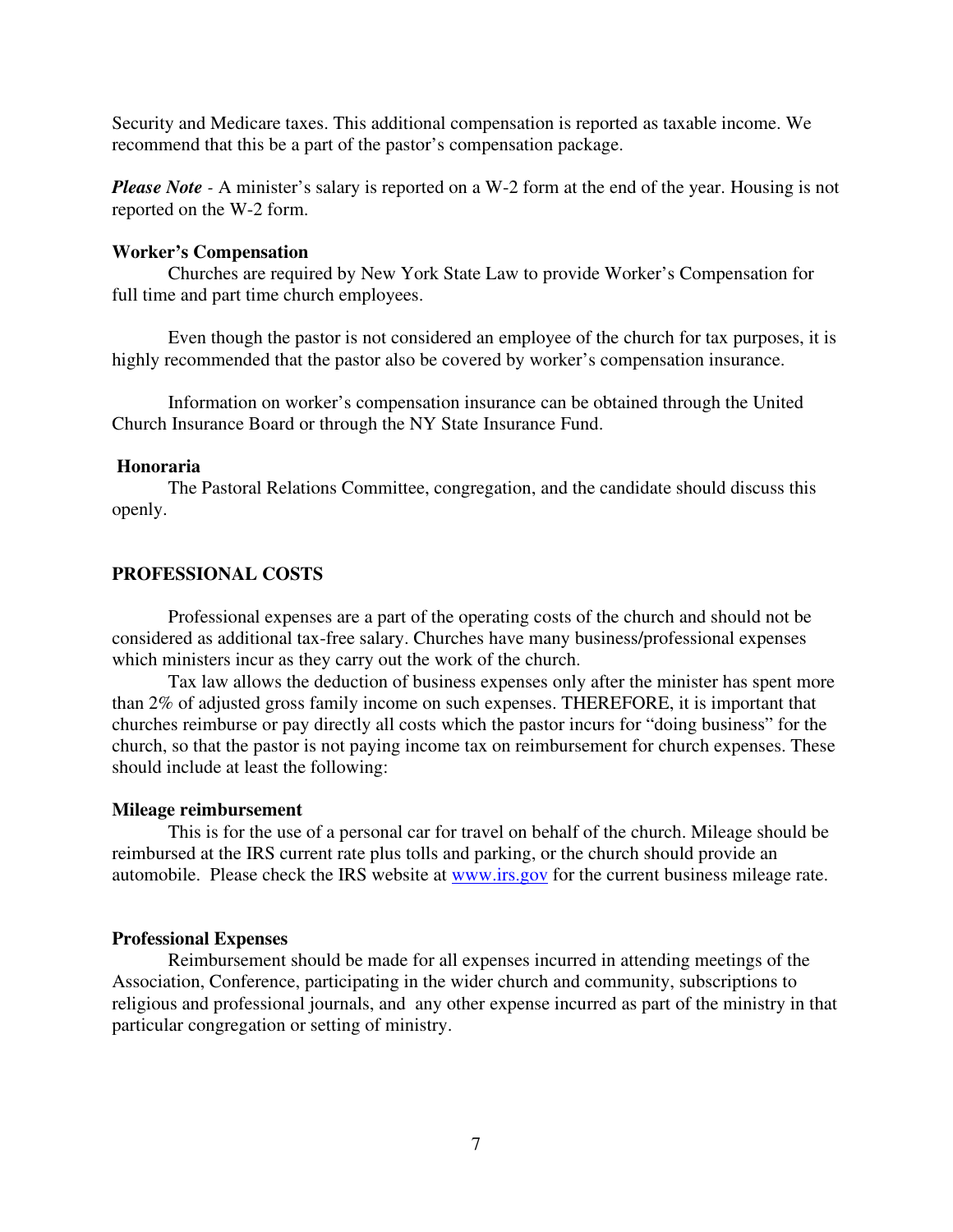Security and Medicare taxes. This additional compensation is reported as taxable income. We recommend that this be a part of the pastor's compensation package.

***Please Note*** - A minister's salary is reported on a W-2 form at the end of the year. Housing is not reported on the W-2 form.

**Worker's Compensation**

Churches are required by New York State Law to provide Worker's Compensation for full time and part time church employees.

Even though the pastor is not considered an employee of the church for tax purposes, it is highly recommended that the pastor also be covered by worker's compensation insurance.

Information on worker's compensation insurance can be obtained through the United Church Insurance Board or through the NY State Insurance Fund.

**Honoraria**

The Pastoral Relations Committee, congregation, and the candidate should discuss this openly.

## PROFESSIONAL COSTS

Professional expenses are a part of the operating costs of the church and should not be considered as additional tax-free salary. Churches have many business/professional expenses which ministers incur as they carry out the work of the church.

Tax law allows the deduction of business expenses only after the minister has spent more than 2% of adjusted gross family income on such expenses. THEREFORE, it is important that churches reimburse or pay directly all costs which the pastor incurs for "doing business" for the church, so that the pastor is not paying income tax on reimbursement for church expenses. These should include at least the following:

**Mileage reimbursement**

This is for the use of a personal car for travel on behalf of the church. Mileage should be reimbursed at the IRS current rate plus tolls and parking, or the church should provide an automobile. Please check the IRS website at www.irs.gov for the current business mileage rate.

**Professional Expenses**

Reimbursement should be made for all expenses incurred in attending meetings of the Association, Conference, participating in the wider church and community, subscriptions to religious and professional journals, and any other expense incurred as part of the ministry in that particular congregation or setting of ministry.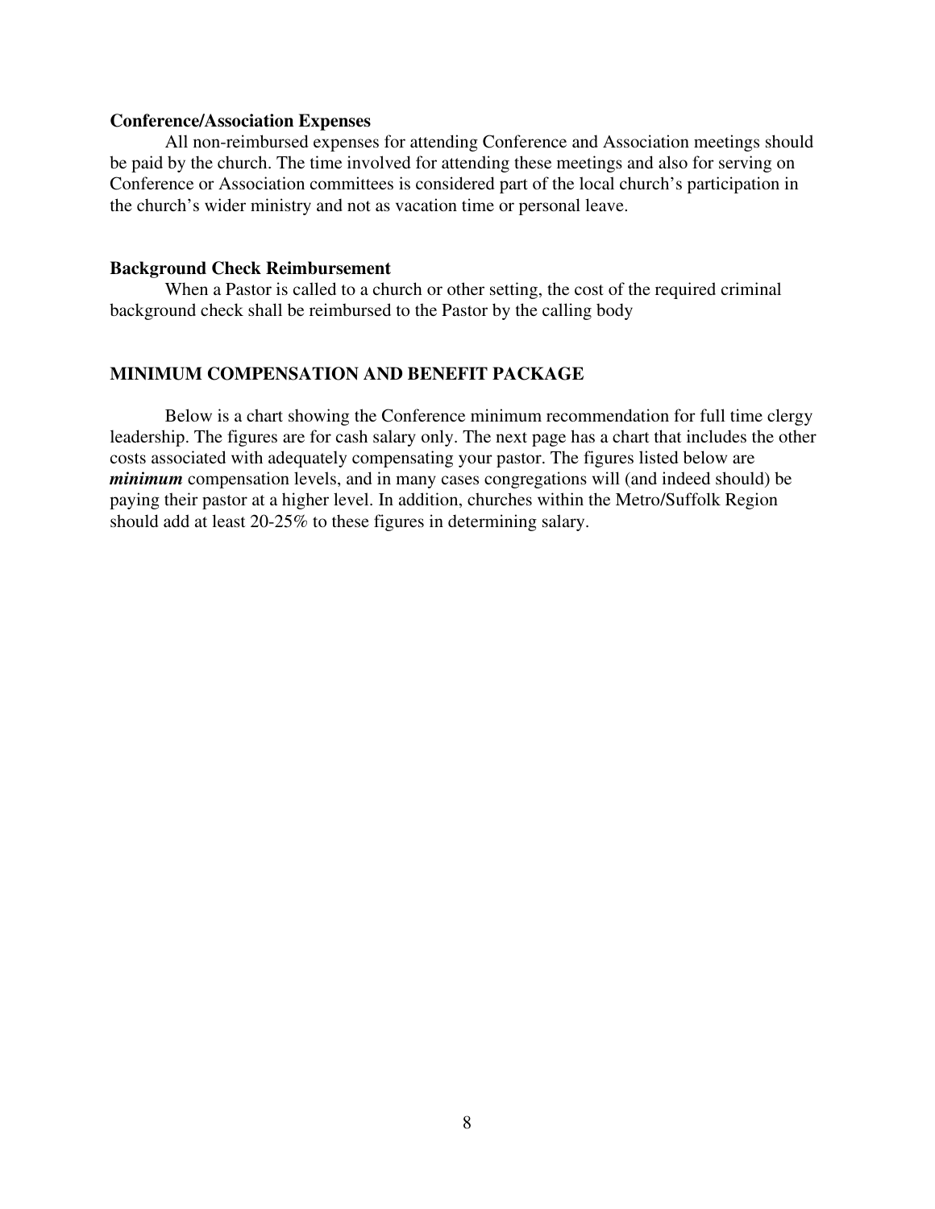### Conference/Association Expenses

All non-reimbursed expenses for attending Conference and Association meetings should be paid by the church. The time involved for attending these meetings and also for serving on Conference or Association committees is considered part of the local church's participation in the church's wider ministry and not as vacation time or personal leave.

### Background Check Reimbursement

When a Pastor is called to a church or other setting, the cost of the required criminal background check shall be reimbursed to the Pastor by the calling body

## MINIMUM COMPENSATION AND BENEFIT PACKAGE

Below is a chart showing the Conference minimum recommendation for full time clergy leadership. The figures are for cash salary only. The next page has a chart that includes the other costs associated with adequately compensating your pastor. The figures listed below are ***minimum*** compensation levels, and in many cases congregations will (and indeed should) be paying their pastor at a higher level. In addition, churches within the Metro/Suffolk Region should add at least 20-25% to these figures in determining salary.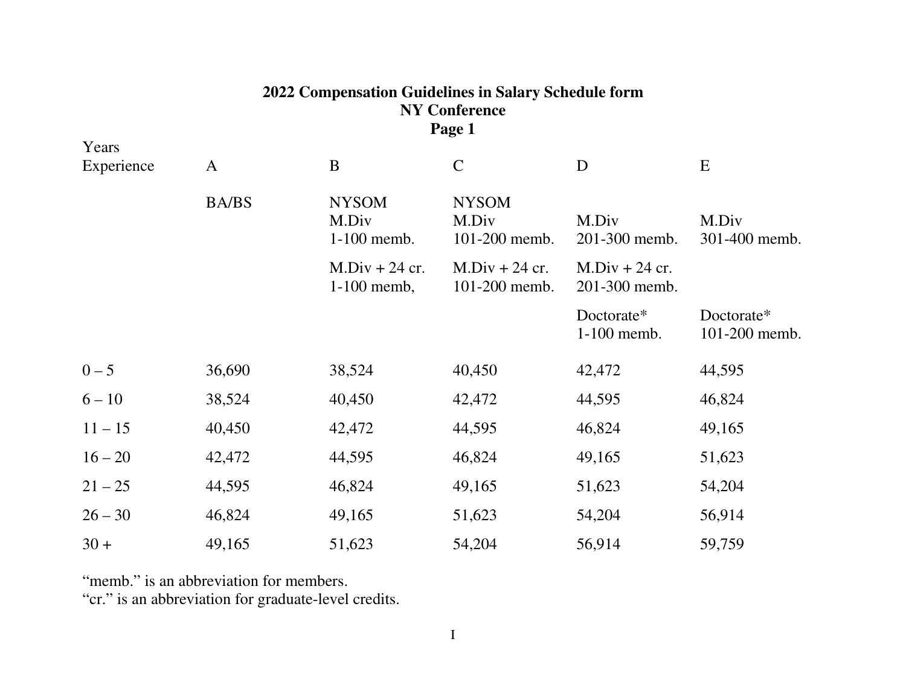**2022 Compensation Guidelines in Salary Schedule form**
**NY Conference**
**Page 1**

| Years Experience | A | B | C | D | E |
|---|---|---|---|---|---|
| | BA/BS | NYSOM M.Div 1-100 memb. | NYSOM M.Div 101-200 memb. | M.Div 201-300 memb. | M.Div 301-400 memb. |
| | | M.Div + 24 cr. 1-100 memb, | M.Div + 24 cr. 101-200 memb. | M.Div + 24 cr. 201-300 memb. | |
| | | | | Doctorate* 1-100 memb. | Doctorate* 101-200 memb. |
| 0 – 5 | 36,690 | 38,524 | 40,450 | 42,472 | 44,595 |
| 6 – 10 | 38,524 | 40,450 | 42,472 | 44,595 | 46,824 |
| 11 – 15 | 40,450 | 42,472 | 44,595 | 46,824 | 49,165 |
| 16 – 20 | 42,472 | 44,595 | 46,824 | 49,165 | 51,623 |
| 21 – 25 | 44,595 | 46,824 | 49,165 | 51,623 | 54,204 |
| 26 – 30 | 46,824 | 49,165 | 51,623 | 54,204 | 56,914 |
| 30 + | 49,165 | 51,623 | 54,204 | 56,914 | 59,759 |

"memb." is an abbreviation for members.
"cr." is an abbreviation for graduate-level credits.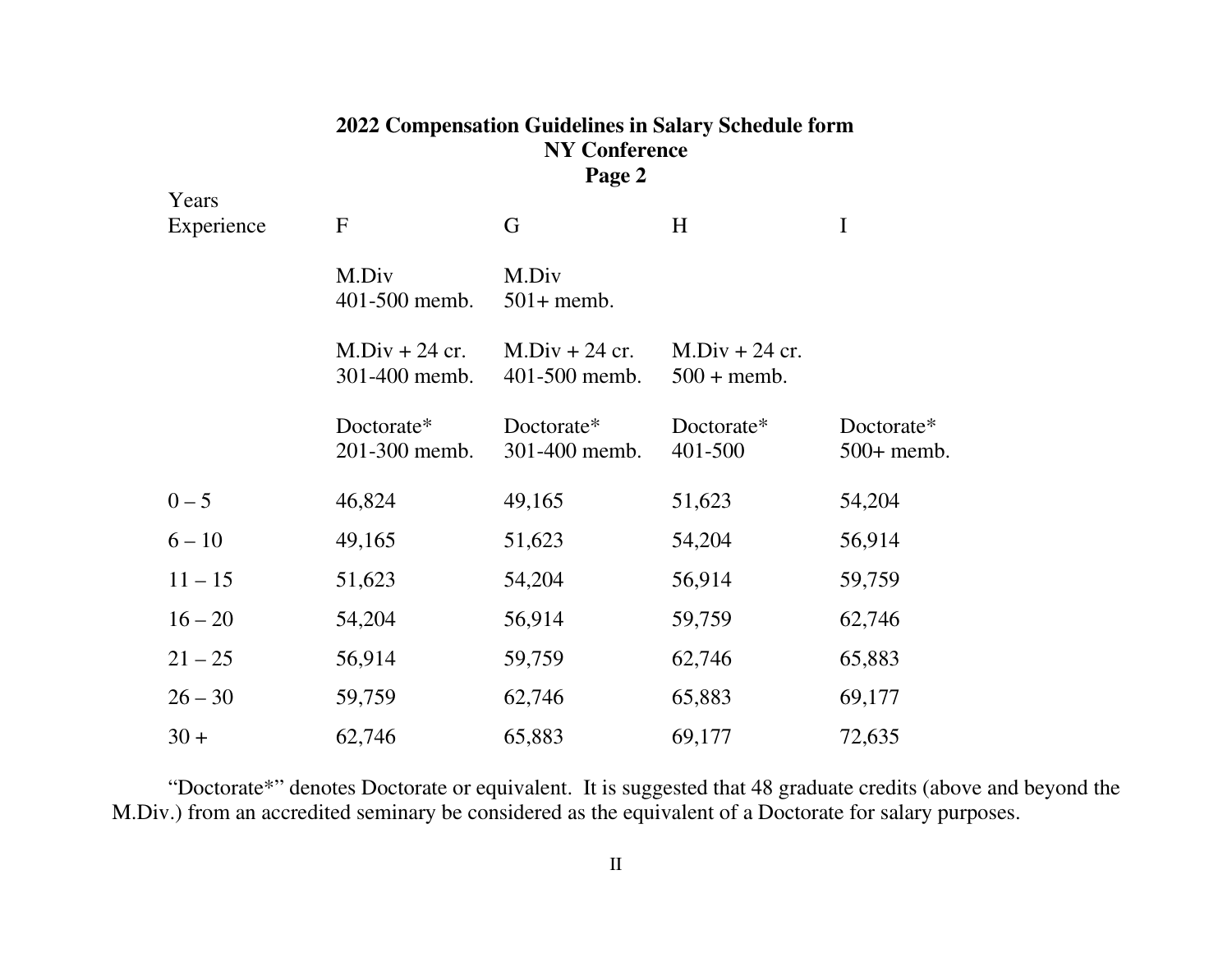**2022 Compensation Guidelines in Salary Schedule form**
**NY Conference**
**Page 2**

| Years Experience | F | G | H | I |
|---|---|---|---|---|
| | M.Div 401-500 memb. | M.Div 501+ memb. | | |
| | M.Div + 24 cr. 301-400 memb. | M.Div + 24 cr. 401-500 memb. | M.Div + 24 cr. 500 + memb. | |
| | Doctorate* 201-300 memb. | Doctorate* 301-400 memb. | Doctorate* 401-500 | Doctorate* 500+ memb. |
| 0 – 5 | 46,824 | 49,165 | 51,623 | 54,204 |
| 6 – 10 | 49,165 | 51,623 | 54,204 | 56,914 |
| 11 – 15 | 51,623 | 54,204 | 56,914 | 59,759 |
| 16 – 20 | 54,204 | 56,914 | 59,759 | 62,746 |
| 21 – 25 | 56,914 | 59,759 | 62,746 | 65,883 |
| 26 – 30 | 59,759 | 62,746 | 65,883 | 69,177 |
| 30 + | 62,746 | 65,883 | 69,177 | 72,635 |

"Doctorate*" denotes Doctorate or equivalent. It is suggested that 48 graduate credits (above and beyond the M.Div.) from an accredited seminary be considered as the equivalent of a Doctorate for salary purposes.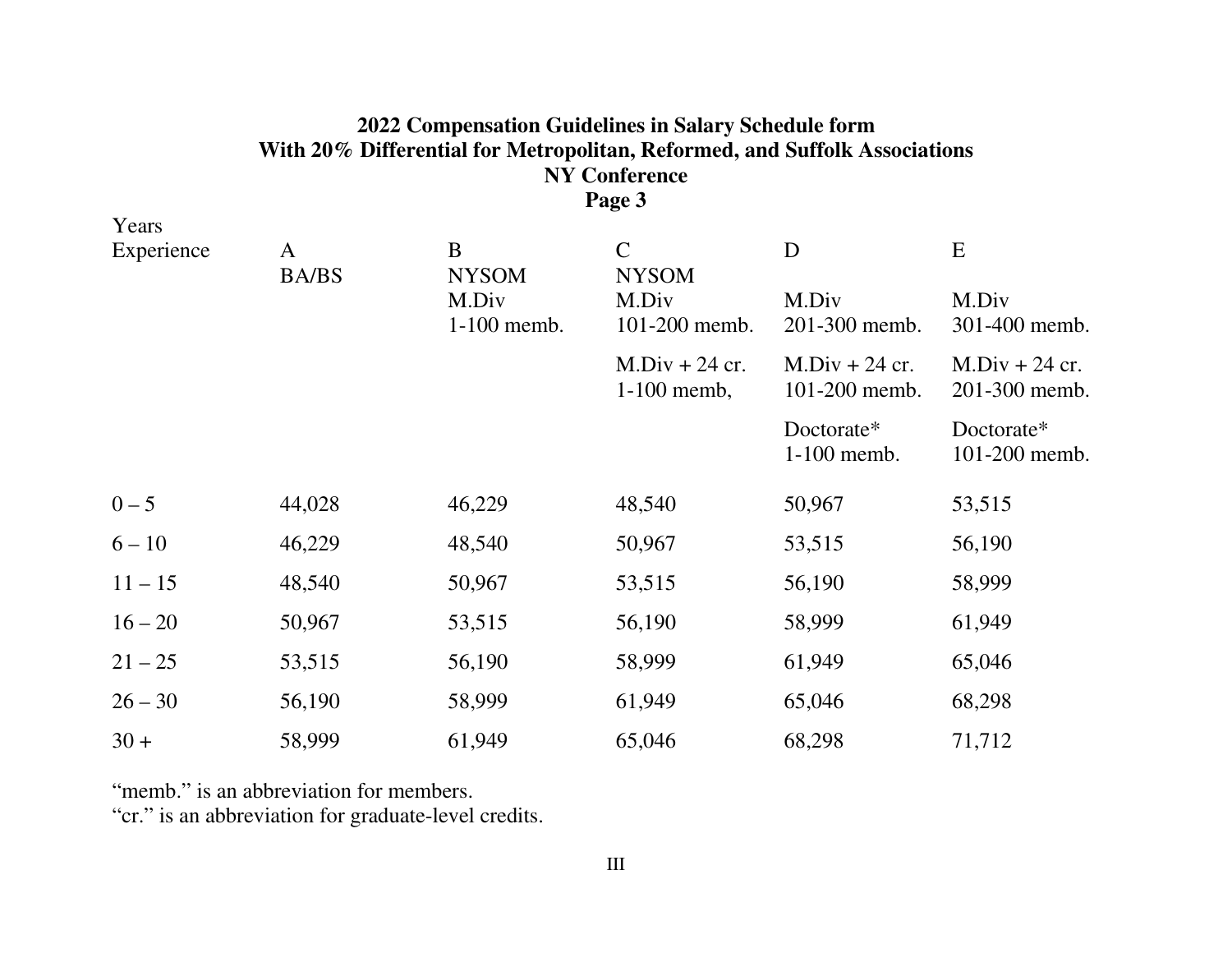**2022 Compensation Guidelines in Salary Schedule form**
**With 20% Differential for Metropolitan, Reformed, and Suffolk Associations**
**NY Conference**
**Page 3**

| Years Experience | A BA/BS | B NYSOM M.Div 1-100 memb. | C NYSOM M.Div 101-200 memb.<br>M.Div + 24 cr. 1-100 memb, | D M.Div 201-300 memb.<br>M.Div + 24 cr. 101-200 memb.<br>Doctorate* 1-100 memb. | E M.Div 301-400 memb.<br>M.Div + 24 cr. 201-300 memb.<br>Doctorate* 101-200 memb. |
|---|---|---|---|---|---|
| 0 – 5 | 44,028 | 46,229 | 48,540 | 50,967 | 53,515 |
| 6 – 10 | 46,229 | 48,540 | 50,967 | 53,515 | 56,190 |
| 11 – 15 | 48,540 | 50,967 | 53,515 | 56,190 | 58,999 |
| 16 – 20 | 50,967 | 53,515 | 56,190 | 58,999 | 61,949 |
| 21 – 25 | 53,515 | 56,190 | 58,999 | 61,949 | 65,046 |
| 26 – 30 | 56,190 | 58,999 | 61,949 | 65,046 | 68,298 |
| 30 + | 58,999 | 61,949 | 65,046 | 68,298 | 71,712 |

"memb." is an abbreviation for members.
"cr." is an abbreviation for graduate-level credits.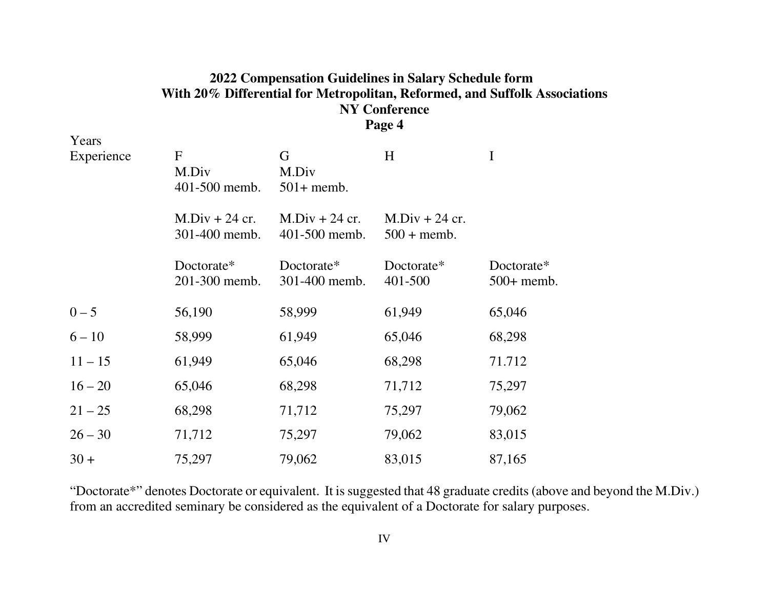**2022 Compensation Guidelines in Salary Schedule form**
**With 20% Differential for Metropolitan, Reformed, and Suffolk Associations**
**NY Conference**
**Page 4**

| Years Experience | F | G | H | I |
|---|---|---|---|---|
| | M.Div 401-500 memb. | M.Div 501+ memb. | | |
| | M.Div + 24 cr. 301-400 memb. | M.Div + 24 cr. 401-500 memb. | M.Div + 24 cr. 500 + memb. | |
| | Doctorate* 201-300 memb. | Doctorate* 301-400 memb. | Doctorate* 401-500 | Doctorate* 500+ memb. |
| 0 – 5 | 56,190 | 58,999 | 61,949 | 65,046 |
| 6 – 10 | 58,999 | 61,949 | 65,046 | 68,298 |
| 11 – 15 | 61,949 | 65,046 | 68,298 | 71.712 |
| 16 – 20 | 65,046 | 68,298 | 71,712 | 75,297 |
| 21 – 25 | 68,298 | 71,712 | 75,297 | 79,062 |
| 26 – 30 | 71,712 | 75,297 | 79,062 | 83,015 |
| 30 + | 75,297 | 79,062 | 83,015 | 87,165 |

"Doctorate*" denotes Doctorate or equivalent. It is suggested that 48 graduate credits (above and beyond the M.Div.) from an accredited seminary be considered as the equivalent of a Doctorate for salary purposes.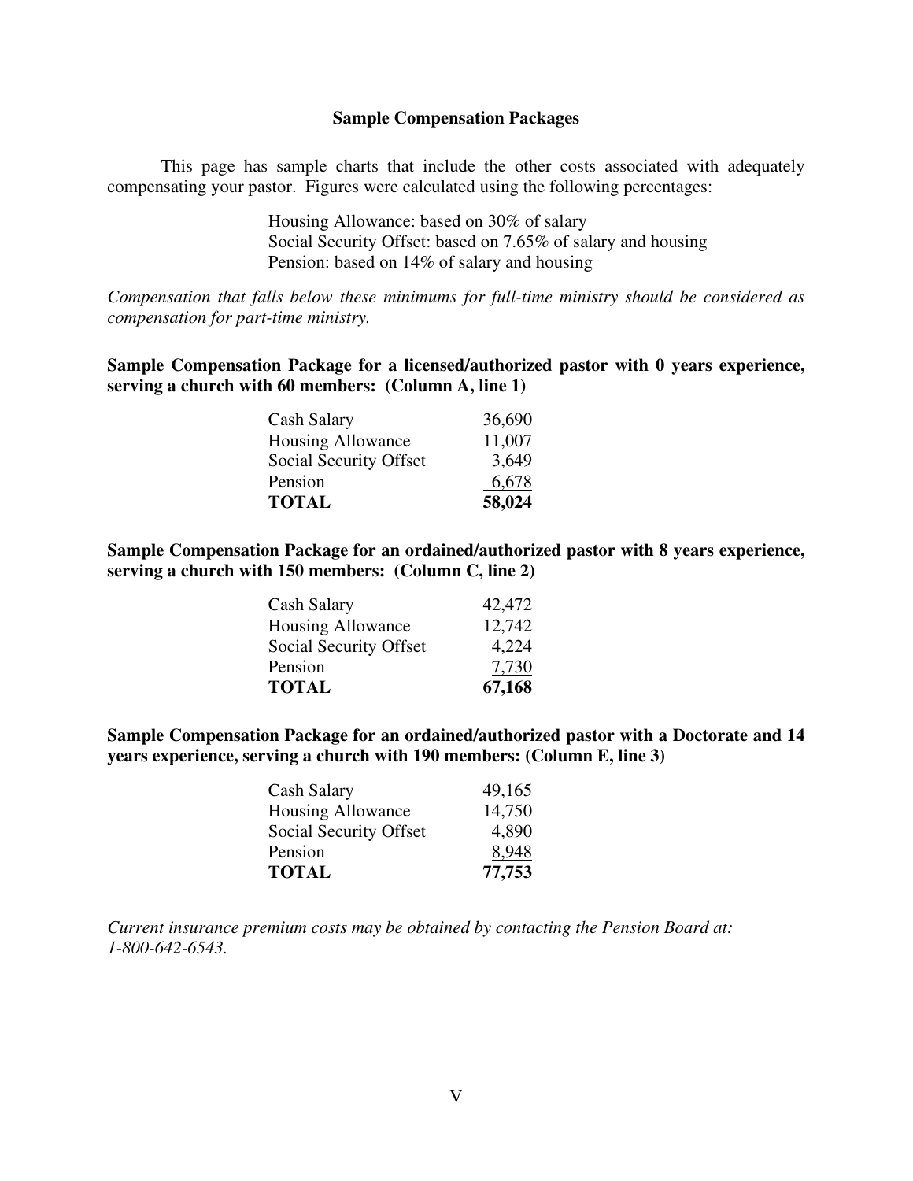## Sample Compensation Packages

This page has sample charts that include the other costs associated with adequately compensating your pastor. Figures were calculated using the following percentages:

Housing Allowance: based on 30% of salary
Social Security Offset: based on 7.65% of salary and housing
Pension: based on 14% of salary and housing

*Compensation that falls below these minimums for full-time ministry should be considered as compensation for part-time ministry.*

**Sample Compensation Package for a licensed/authorized pastor with 0 years experience, serving a church with 60 members: (Column A, line 1)**

| | |
|---|---|
| Cash Salary | 36,690 |
| Housing Allowance | 11,007 |
| Social Security Offset | 3,649 |
| Pension | 6,678 |
| **TOTAL** | **58,024** |

**Sample Compensation Package for an ordained/authorized pastor with 8 years experience, serving a church with 150 members: (Column C, line 2)**

| | |
|---|---|
| Cash Salary | 42,472 |
| Housing Allowance | 12,742 |
| Social Security Offset | 4,224 |
| Pension | 7,730 |
| **TOTAL** | **67,168** |

**Sample Compensation Package for an ordained/authorized pastor with a Doctorate and 14 years experience, serving a church with 190 members: (Column E, line 3)**

| | |
|---|---|
| Cash Salary | 49,165 |
| Housing Allowance | 14,750 |
| Social Security Offset | 4,890 |
| Pension | 8,948 |
| **TOTAL** | **77,753** |

*Current insurance premium costs may be obtained by contacting the Pension Board at: 1-800-642-6543.*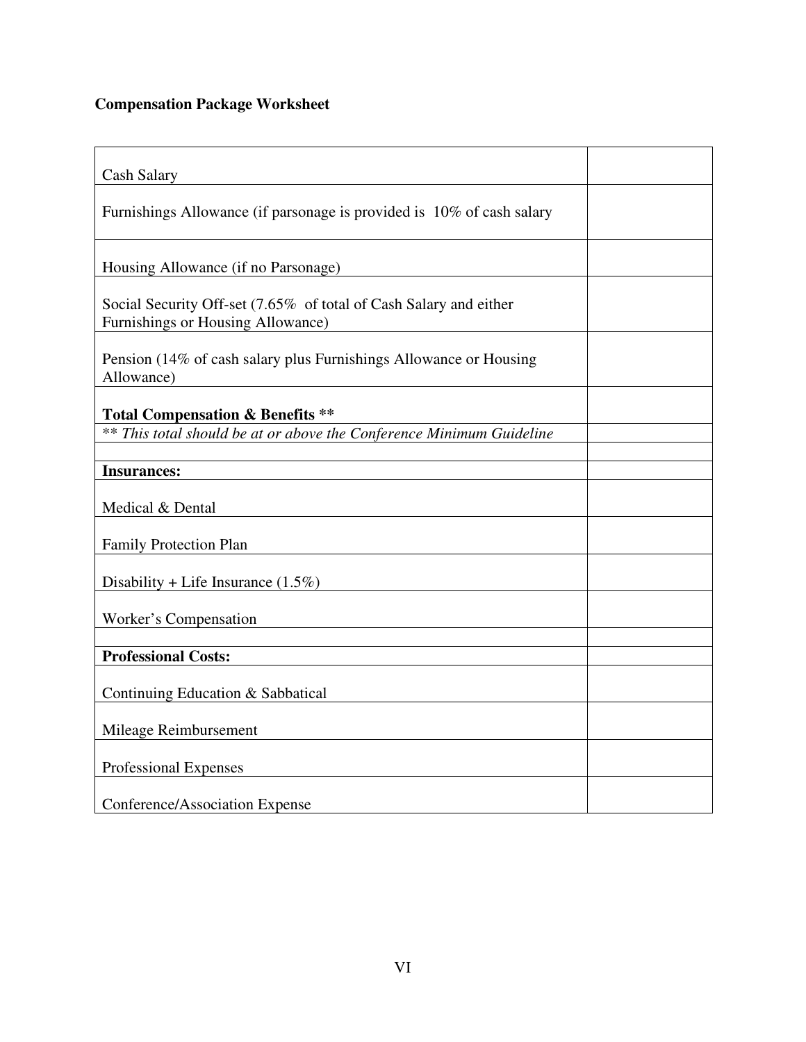**Compensation Package Worksheet**

| | |
|---|---|
| Cash Salary | |
| Furnishings Allowance (if parsonage is provided is 10% of cash salary | |
| Housing Allowance (if no Parsonage) | |
| Social Security Off-set (7.65% of total of Cash Salary and either Furnishings or Housing Allowance) | |
| Pension (14% of cash salary plus Furnishings Allowance or Housing Allowance) | |
| **Total Compensation & Benefits \*\*** | |
| *\*\* This total should be at or above the Conference Minimum Guideline* | |
| | |
| **Insurances:** | |
| Medical & Dental | |
| Family Protection Plan | |
| Disability + Life Insurance (1.5%) | |
| Worker's Compensation | |
| | |
| **Professional Costs:** | |
| Continuing Education & Sabbatical | |
| Mileage Reimbursement | |
| Professional Expenses | |
| Conference/Association Expense | |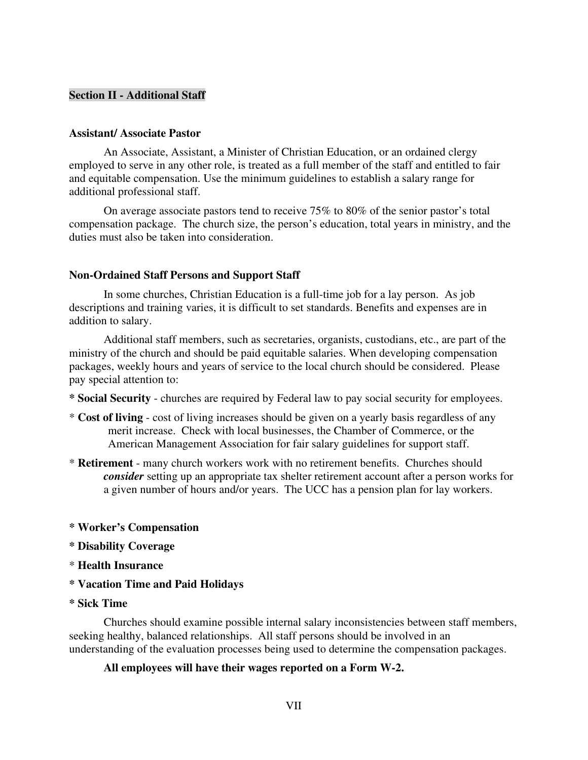## Section II - Additional Staff

### Assistant/ Associate Pastor

An Associate, Assistant, a Minister of Christian Education, or an ordained clergy employed to serve in any other role, is treated as a full member of the staff and entitled to fair and equitable compensation. Use the minimum guidelines to establish a salary range for additional professional staff.

On average associate pastors tend to receive 75% to 80% of the senior pastor's total compensation package. The church size, the person's education, total years in ministry, and the duties must also be taken into consideration.

### Non-Ordained Staff Persons and Support Staff

In some churches, Christian Education is a full-time job for a lay person. As job descriptions and training varies, it is difficult to set standards. Benefits and expenses are in addition to salary.

Additional staff members, such as secretaries, organists, custodians, etc., are part of the ministry of the church and should be paid equitable salaries. When developing compensation packages, weekly hours and years of service to the local church should be considered. Please pay special attention to:

* **Social Security** - churches are required by Federal law to pay social security for employees.
* **Cost of living** - cost of living increases should be given on a yearly basis regardless of any merit increase. Check with local businesses, the Chamber of Commerce, or the American Management Association for fair salary guidelines for support staff.
* **Retirement** - many church workers work with no retirement benefits. Churches should ***consider*** setting up an appropriate tax shelter retirement account after a person works for a given number of hours and/or years. The UCC has a pension plan for lay workers.

* **Worker's Compensation**
* **Disability Coverage**
* **Health Insurance**
* **Vacation Time and Paid Holidays**
* **Sick Time**

Churches should examine possible internal salary inconsistencies between staff members, seeking healthy, balanced relationships. All staff persons should be involved in an understanding of the evaluation processes being used to determine the compensation packages.

**All employees will have their wages reported on a Form W-2.**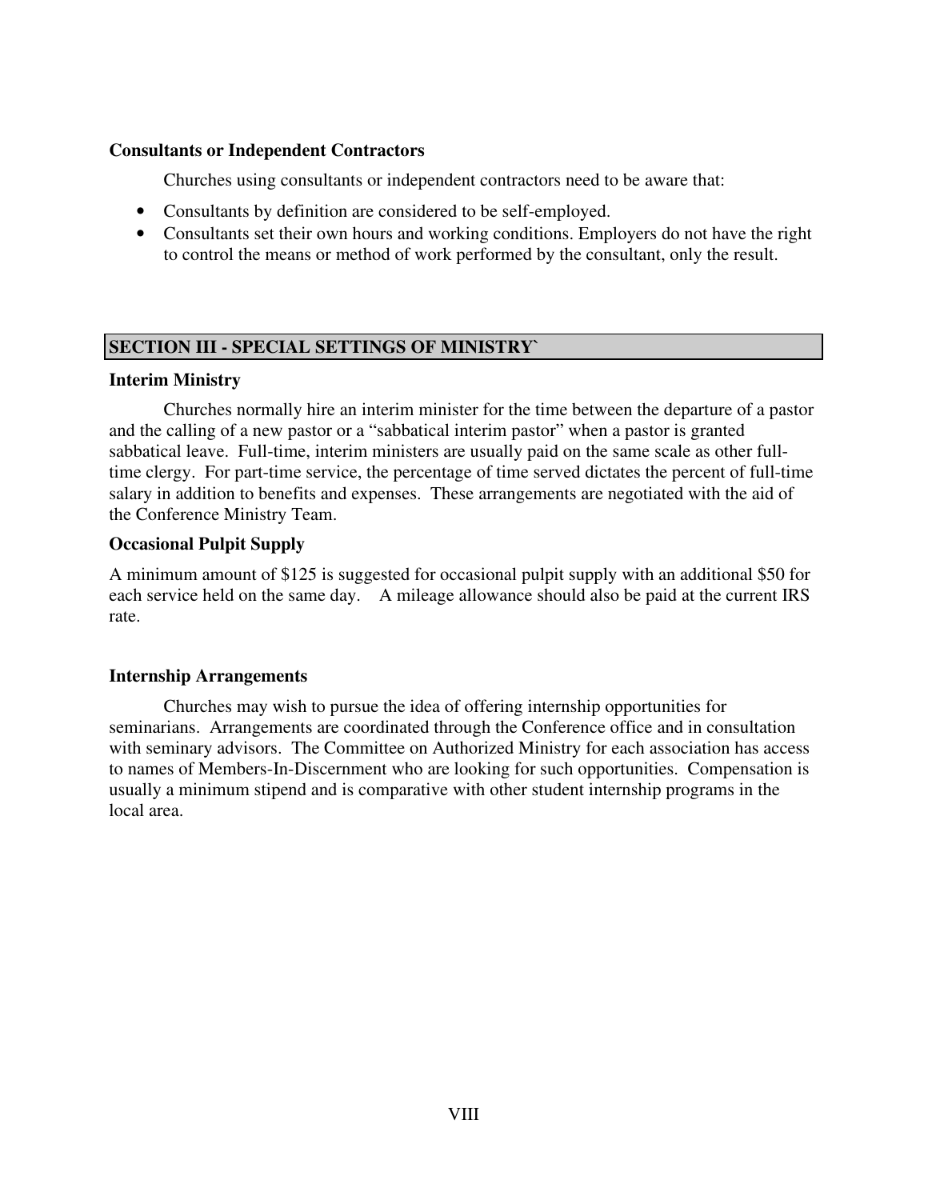**Consultants or Independent Contractors**

Churches using consultants or independent contractors need to be aware that:

- Consultants by definition are considered to be self-employed.
- Consultants set their own hours and working conditions. Employers do not have the right to control the means or method of work performed by the consultant, only the result.

## SECTION III - SPECIAL SETTINGS OF MINISTRY`

**Interim Ministry**

Churches normally hire an interim minister for the time between the departure of a pastor and the calling of a new pastor or a "sabbatical interim pastor" when a pastor is granted sabbatical leave. Full-time, interim ministers are usually paid on the same scale as other full-time clergy. For part-time service, the percentage of time served dictates the percent of full-time salary in addition to benefits and expenses. These arrangements are negotiated with the aid of the Conference Ministry Team.

**Occasional Pulpit Supply**

A minimum amount of $125 is suggested for occasional pulpit supply with an additional $50 for each service held on the same day. A mileage allowance should also be paid at the current IRS rate.

**Internship Arrangements**

Churches may wish to pursue the idea of offering internship opportunities for seminarians. Arrangements are coordinated through the Conference office and in consultation with seminary advisors. The Committee on Authorized Ministry for each association has access to names of Members-In-Discernment who are looking for such opportunities. Compensation is usually a minimum stipend and is comparative with other student internship programs in the local area.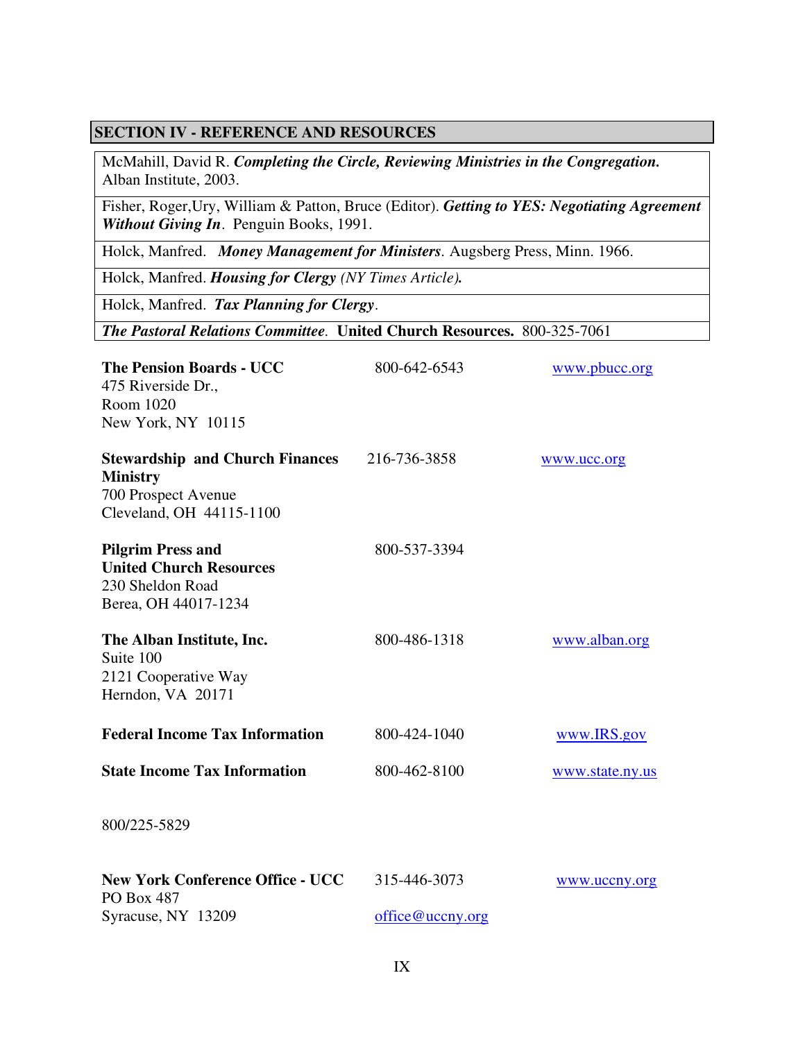## SECTION IV - REFERENCE AND RESOURCES

| |
|---|
| McMahill, David R. ***Completing the Circle, Reviewing Ministries in the Congregation.*** Alban Institute, 2003. |
| Fisher, Roger,Ury, William & Patton, Bruce (Editor). ***Getting to YES: Negotiating Agreement Without Giving In***. Penguin Books, 1991. |
| Holck, Manfred. ***Money Management for Ministers***. Augsberg Press, Minn. 1966. |
| Holck, Manfred. ***Housing for Clergy*** *(NY Times Article)*. |
| Holck, Manfred. ***Tax Planning for Clergy***. |
| ***The Pastoral Relations Committee***. **United Church Resources.** 800-325-7061 |

**The Pension Boards - UCC**
475 Riverside Dr.,
Room 1020
New York, NY 10115
800-642-6543
www.pbucc.org

**Stewardship and Church Finances Ministry**
700 Prospect Avenue
Cleveland, OH 44115-1100
216-736-3858
www.ucc.org

**Pilgrim Press and United Church Resources**
230 Sheldon Road
Berea, OH 44017-1234
800-537-3394

**The Alban Institute, Inc.**
Suite 100
2121 Cooperative Way
Herndon, VA 20171
800-486-1318
www.alban.org

**Federal Income Tax Information**
800-424-1040
www.IRS.gov

**State Income Tax Information**
800-462-8100
www.state.ny.us

800/225-5829

**New York Conference Office - UCC**
PO Box 487
Syracuse, NY 13209
315-446-3073
office@uccny.org
www.uccny.org